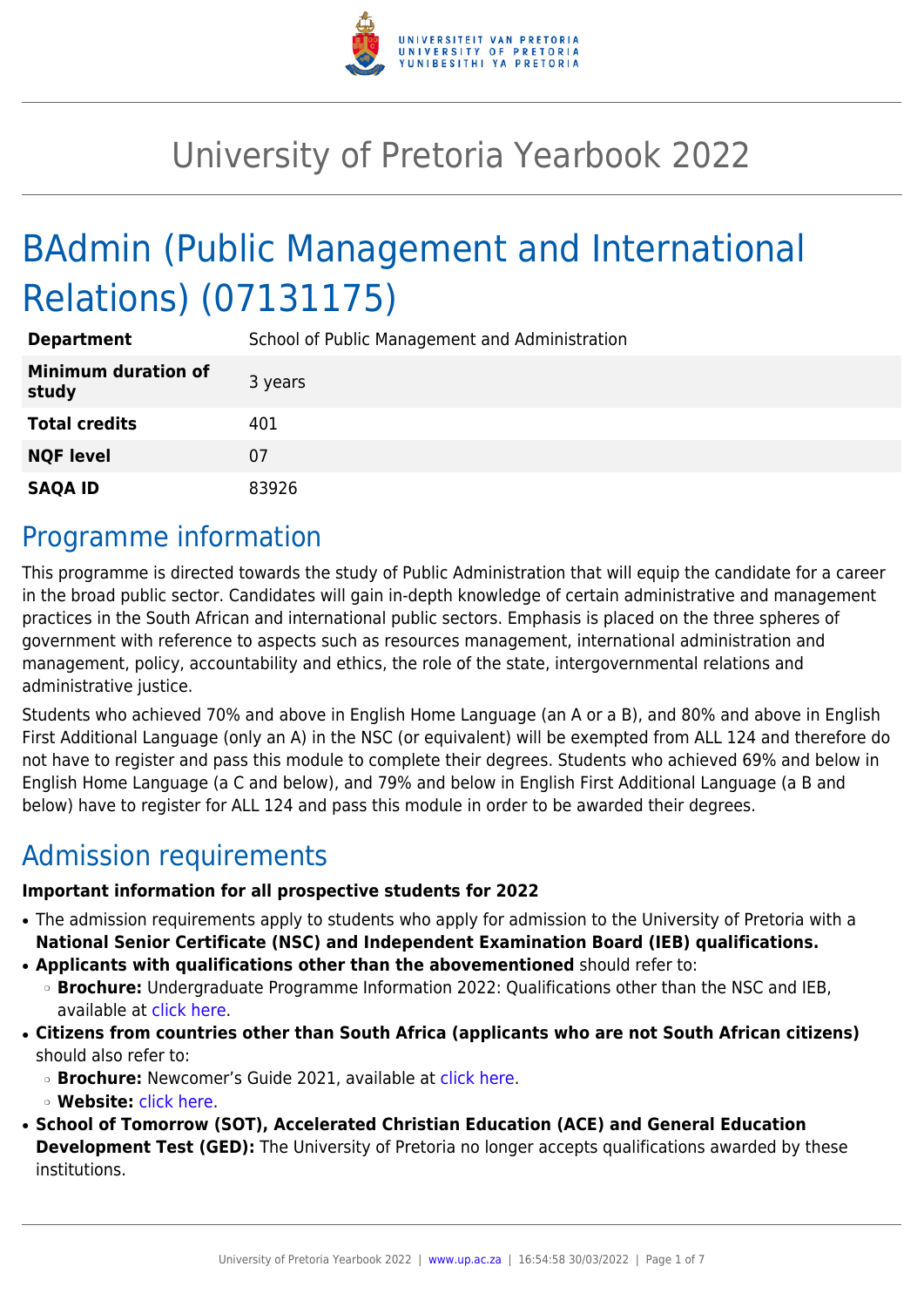# University of Pretoria Yearbook 2022

# BAdmin (Public Management and International Relations) (07131175)

| | |
|---|---|
| **Department** | School of Public Management and Administration |
| **Minimum duration of study** | 3 years |
| **Total credits** | 401 |
| **NQF level** | 07 |
| **SAQA ID** | 83926 |

## Programme information

This programme is directed towards the study of Public Administration that will equip the candidate for a career in the broad public sector. Candidates will gain in-depth knowledge of certain administrative and management practices in the South African and international public sectors. Emphasis is placed on the three spheres of government with reference to aspects such as resources management, international administration and management, policy, accountability and ethics, the role of the state, intergovernmental relations and administrative justice.

Students who achieved 70% and above in English Home Language (an A or a B), and 80% and above in English First Additional Language (only an A) in the NSC (or equivalent) will be exempted from ALL 124 and therefore do not have to register and pass this module to complete their degrees. Students who achieved 69% and below in English Home Language (a C and below), and 79% and below in English First Additional Language (a B and below) have to register for ALL 124 and pass this module in order to be awarded their degrees.

## Admission requirements

**Important information for all prospective students for 2022**

- The admission requirements apply to students who apply for admission to the University of Pretoria with a **National Senior Certificate (NSC) and Independent Examination Board (IEB) qualifications.**
- **Applicants with qualifications other than the abovementioned** should refer to:
  - **Brochure:** Undergraduate Programme Information 2022: Qualifications other than the NSC and IEB, available at click here.
- **Citizens from countries other than South Africa (applicants who are not South African citizens)** should also refer to:
  - **Brochure:** Newcomer's Guide 2021, available at click here.
  - **Website:** click here.
- **School of Tomorrow (SOT), Accelerated Christian Education (ACE) and General Education Development Test (GED):** The University of Pretoria no longer accepts qualifications awarded by these institutions.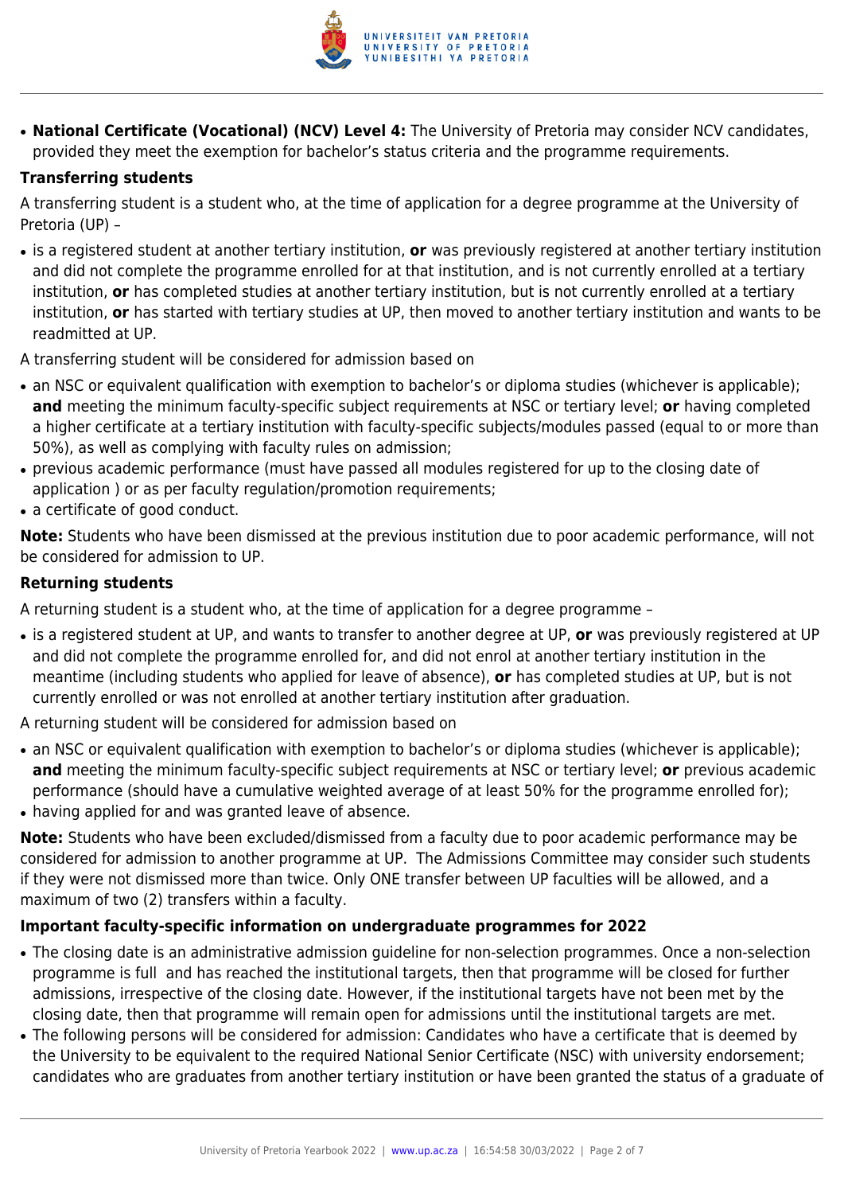- **National Certificate (Vocational) (NCV) Level 4:** The University of Pretoria may consider NCV candidates, provided they meet the exemption for bachelor's status criteria and the programme requirements.

**Transferring students**

A transferring student is a student who, at the time of application for a degree programme at the University of Pretoria (UP) –

- is a registered student at another tertiary institution, **or** was previously registered at another tertiary institution and did not complete the programme enrolled for at that institution, and is not currently enrolled at a tertiary institution, **or** has completed studies at another tertiary institution, but is not currently enrolled at a tertiary institution, **or** has started with tertiary studies at UP, then moved to another tertiary institution and wants to be readmitted at UP.

A transferring student will be considered for admission based on

- an NSC or equivalent qualification with exemption to bachelor's or diploma studies (whichever is applicable); **and** meeting the minimum faculty-specific subject requirements at NSC or tertiary level; **or** having completed a higher certificate at a tertiary institution with faculty-specific subjects/modules passed (equal to or more than 50%), as well as complying with faculty rules on admission;
- previous academic performance (must have passed all modules registered for up to the closing date of application ) or as per faculty regulation/promotion requirements;
- a certificate of good conduct.

**Note:** Students who have been dismissed at the previous institution due to poor academic performance, will not be considered for admission to UP.

**Returning students**

A returning student is a student who, at the time of application for a degree programme –

- is a registered student at UP, and wants to transfer to another degree at UP, **or** was previously registered at UP and did not complete the programme enrolled for, and did not enrol at another tertiary institution in the meantime (including students who applied for leave of absence), **or** has completed studies at UP, but is not currently enrolled or was not enrolled at another tertiary institution after graduation.

A returning student will be considered for admission based on

- an NSC or equivalent qualification with exemption to bachelor's or diploma studies (whichever is applicable); **and** meeting the minimum faculty-specific subject requirements at NSC or tertiary level; **or** previous academic performance (should have a cumulative weighted average of at least 50% for the programme enrolled for);
- having applied for and was granted leave of absence.

**Note:** Students who have been excluded/dismissed from a faculty due to poor academic performance may be considered for admission to another programme at UP. The Admissions Committee may consider such students if they were not dismissed more than twice. Only ONE transfer between UP faculties will be allowed, and a maximum of two (2) transfers within a faculty.

**Important faculty-specific information on undergraduate programmes for 2022**

- The closing date is an administrative admission guideline for non-selection programmes. Once a non-selection programme is full and has reached the institutional targets, then that programme will be closed for further admissions, irrespective of the closing date. However, if the institutional targets have not been met by the closing date, then that programme will remain open for admissions until the institutional targets are met.
- The following persons will be considered for admission: Candidates who have a certificate that is deemed by the University to be equivalent to the required National Senior Certificate (NSC) with university endorsement; candidates who are graduates from another tertiary institution or have been granted the status of a graduate of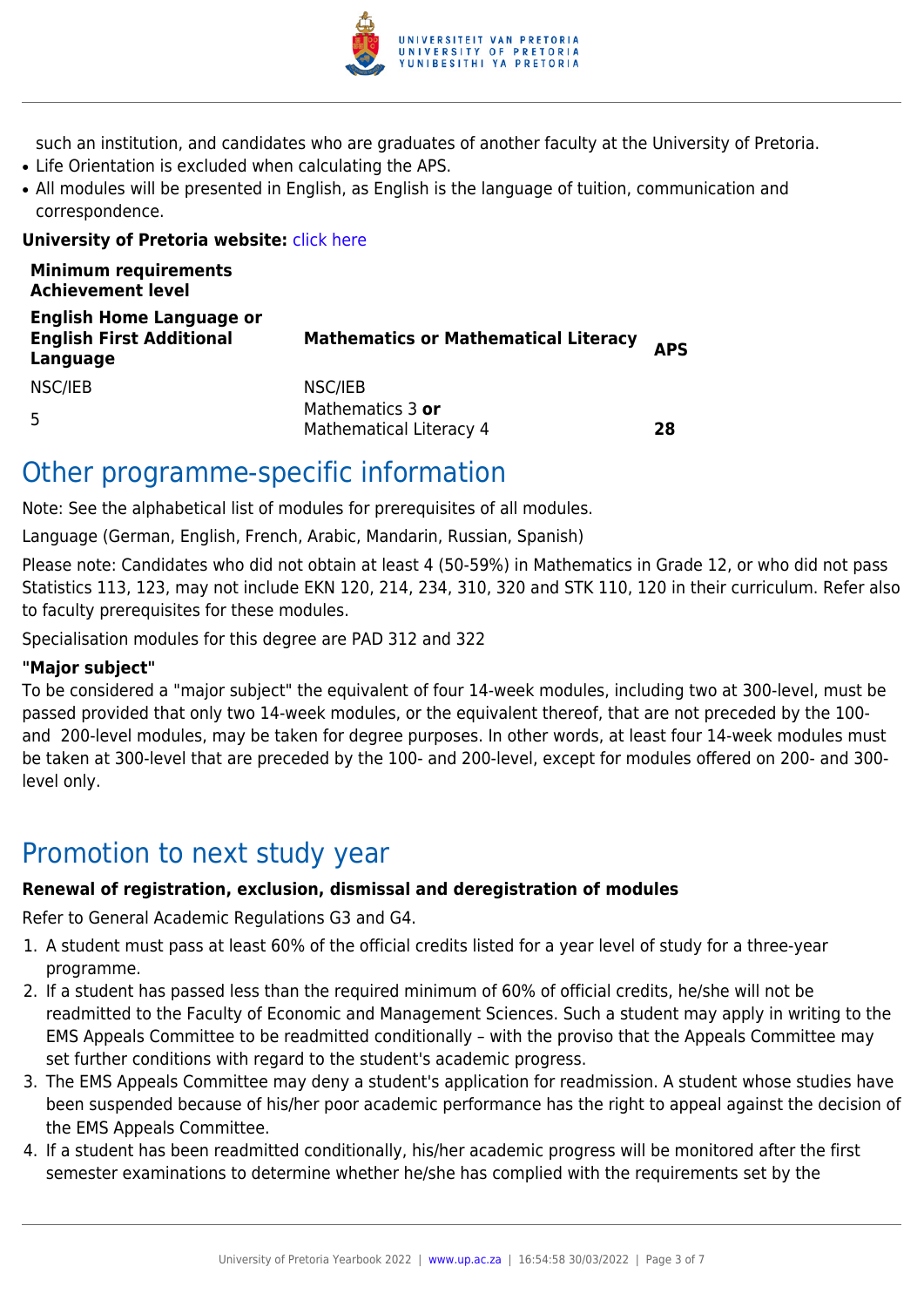such an institution, and candidates who are graduates of another faculty at the University of Pretoria.

- Life Orientation is excluded when calculating the APS.
- All modules will be presented in English, as English is the language of tuition, communication and correspondence.

**University of Pretoria website:** click here

| **Minimum requirements Achievement level** | | |
|---|---|---|
| **English Home Language or English First Additional Language** | **Mathematics or Mathematical Literacy** | **APS** |
| NSC/IEB | NSC/IEB | |
| 5 | Mathematics 3 **or** Mathematical Literacy 4 | **28** |

# Other programme-specific information

Note: See the alphabetical list of modules for prerequisites of all modules.

Language (German, English, French, Arabic, Mandarin, Russian, Spanish)

Please note: Candidates who did not obtain at least 4 (50-59%) in Mathematics in Grade 12, or who did not pass Statistics 113, 123, may not include EKN 120, 214, 234, 310, 320 and STK 110, 120 in their curriculum. Refer also to faculty prerequisites for these modules.

Specialisation modules for this degree are PAD 312 and 322

### "Major subject"

To be considered a "major subject" the equivalent of four 14-week modules, including two at 300-level, must be passed provided that only two 14-week modules, or the equivalent thereof, that are not preceded by the 100- and 200-level modules, may be taken for degree purposes. In other words, at least four 14-week modules must be taken at 300-level that are preceded by the 100- and 200-level, except for modules offered on 200- and 300-level only.

# Promotion to next study year

### Renewal of registration, exclusion, dismissal and deregistration of modules

Refer to General Academic Regulations G3 and G4.

1. A student must pass at least 60% of the official credits listed for a year level of study for a three-year programme.
2. If a student has passed less than the required minimum of 60% of official credits, he/she will not be readmitted to the Faculty of Economic and Management Sciences. Such a student may apply in writing to the EMS Appeals Committee to be readmitted conditionally – with the proviso that the Appeals Committee may set further conditions with regard to the student's academic progress.
3. The EMS Appeals Committee may deny a student's application for readmission. A student whose studies have been suspended because of his/her poor academic performance has the right to appeal against the decision of the EMS Appeals Committee.
4. If a student has been readmitted conditionally, his/her academic progress will be monitored after the first semester examinations to determine whether he/she has complied with the requirements set by the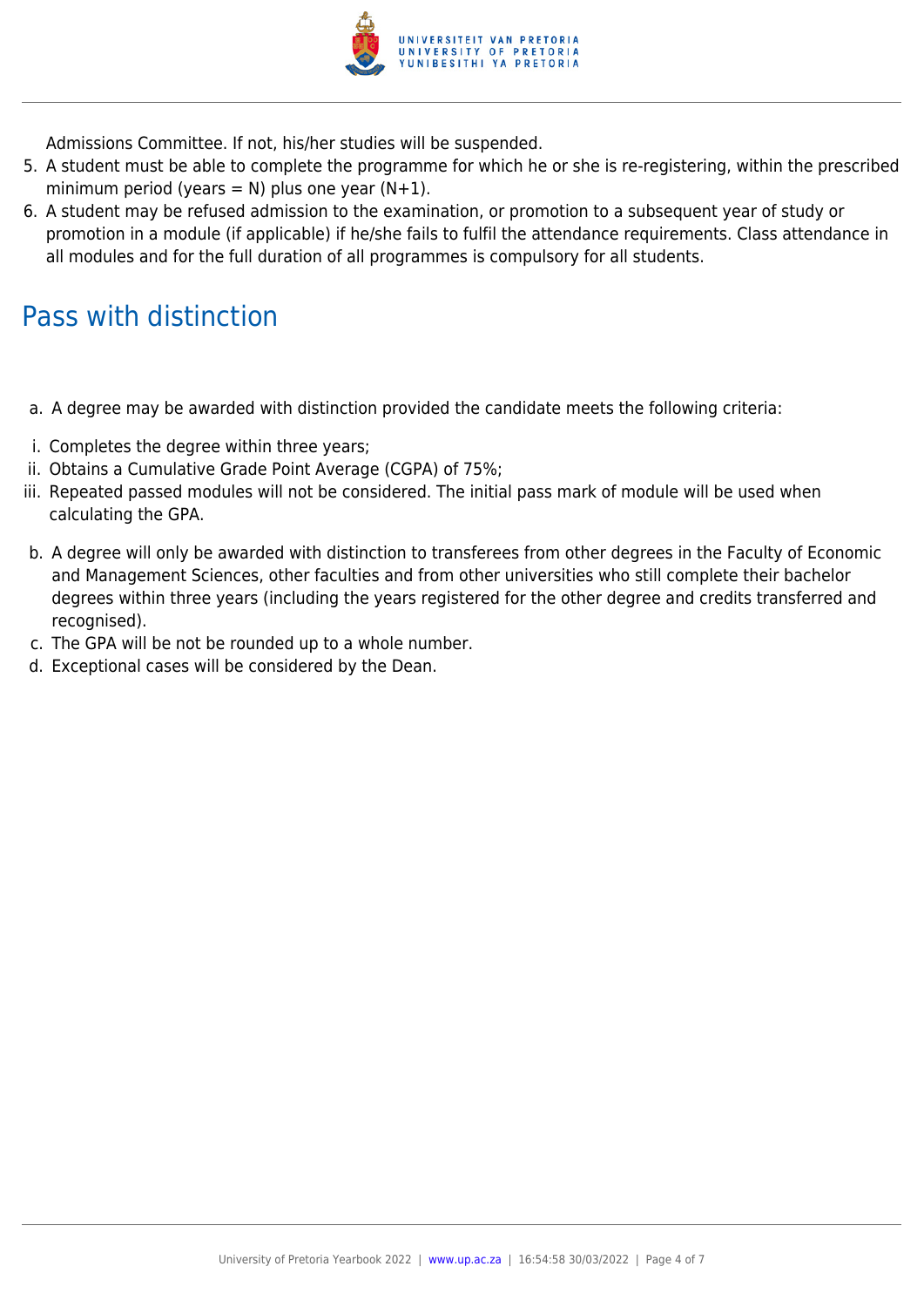Admissions Committee. If not, his/her studies will be suspended.

5. A student must be able to complete the programme for which he or she is re-registering, within the prescribed minimum period (years = N) plus one year (N+1).
6. A student may be refused admission to the examination, or promotion to a subsequent year of study or promotion in a module (if applicable) if he/she fails to fulfil the attendance requirements. Class attendance in all modules and for the full duration of all programmes is compulsory for all students.

## Pass with distinction

a. A degree may be awarded with distinction provided the candidate meets the following criteria:

i. Completes the degree within three years;  
ii. Obtains a Cumulative Grade Point Average (CGPA) of 75%;  
iii. Repeated passed modules will not be considered. The initial pass mark of module will be used when calculating the GPA.

b. A degree will only be awarded with distinction to transferees from other degrees in the Faculty of Economic and Management Sciences, other faculties and from other universities who still complete their bachelor degrees within three years (including the years registered for the other degree and credits transferred and recognised).  
c. The GPA will be not be rounded up to a whole number.  
d. Exceptional cases will be considered by the Dean.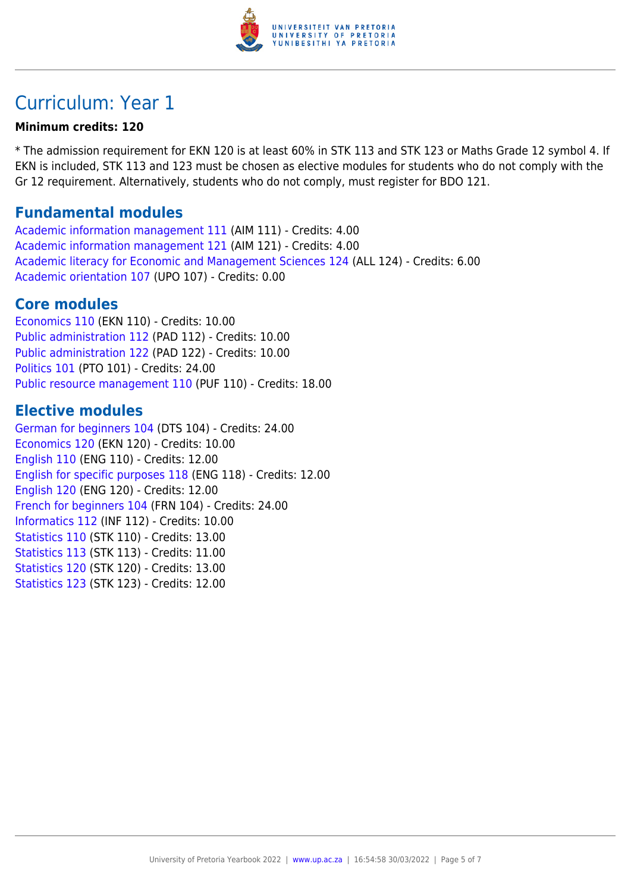# Curriculum: Year 1

**Minimum credits: 120**

* The admission requirement for EKN 120 is at least 60% in STK 113 and STK 123 or Maths Grade 12 symbol 4. If EKN is included, STK 113 and 123 must be chosen as elective modules for students who do not comply with the Gr 12 requirement. Alternatively, students who do not comply, must register for BDO 121.

## Fundamental modules

Academic information management 111 (AIM 111) - Credits: 4.00
Academic information management 121 (AIM 121) - Credits: 4.00
Academic literacy for Economic and Management Sciences 124 (ALL 124) - Credits: 6.00
Academic orientation 107 (UPO 107) - Credits: 0.00

## Core modules

Economics 110 (EKN 110) - Credits: 10.00
Public administration 112 (PAD 112) - Credits: 10.00
Public administration 122 (PAD 122) - Credits: 10.00
Politics 101 (PTO 101) - Credits: 24.00
Public resource management 110 (PUF 110) - Credits: 18.00

## Elective modules

German for beginners 104 (DTS 104) - Credits: 24.00
Economics 120 (EKN 120) - Credits: 10.00
English 110 (ENG 110) - Credits: 12.00
English for specific purposes 118 (ENG 118) - Credits: 12.00
English 120 (ENG 120) - Credits: 12.00
French for beginners 104 (FRN 104) - Credits: 24.00
Informatics 112 (INF 112) - Credits: 10.00
Statistics 110 (STK 110) - Credits: 13.00
Statistics 113 (STK 113) - Credits: 11.00
Statistics 120 (STK 120) - Credits: 13.00
Statistics 123 (STK 123) - Credits: 12.00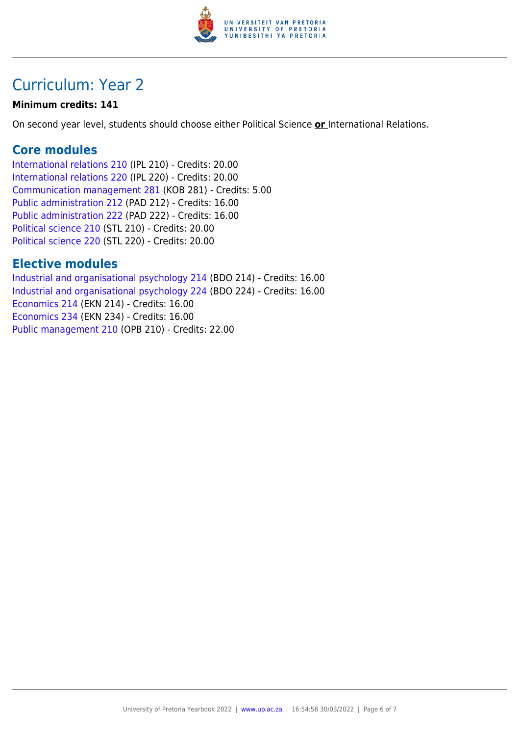# Curriculum: Year 2

**Minimum credits: 141**

On second year level, students should choose either Political Science **or** International Relations.

## Core modules

International relations 210 (IPL 210) - Credits: 20.00
International relations 220 (IPL 220) - Credits: 20.00
Communication management 281 (KOB 281) - Credits: 5.00
Public administration 212 (PAD 212) - Credits: 16.00
Public administration 222 (PAD 222) - Credits: 16.00
Political science 210 (STL 210) - Credits: 20.00
Political science 220 (STL 220) - Credits: 20.00

## Elective modules

Industrial and organisational psychology 214 (BDO 214) - Credits: 16.00
Industrial and organisational psychology 224 (BDO 224) - Credits: 16.00
Economics 214 (EKN 214) - Credits: 16.00
Economics 234 (EKN 234) - Credits: 16.00
Public management 210 (OPB 210) - Credits: 22.00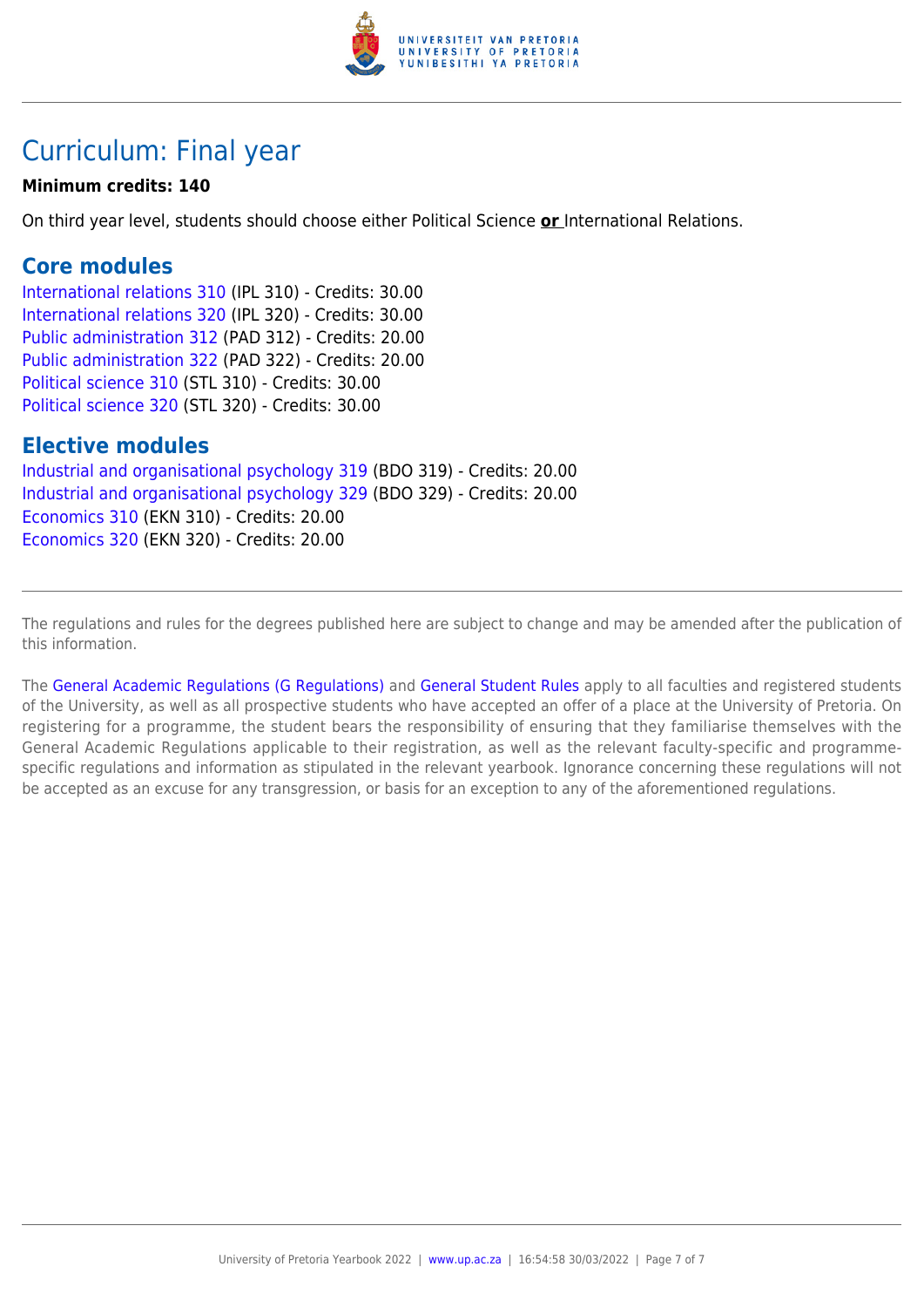# Curriculum: Final year

**Minimum credits: 140**

On third year level, students should choose either Political Science **or** International Relations.

## Core modules

International relations 310 (IPL 310) - Credits: 30.00
International relations 320 (IPL 320) - Credits: 30.00
Public administration 312 (PAD 312) - Credits: 20.00
Public administration 322 (PAD 322) - Credits: 20.00
Political science 310 (STL 310) - Credits: 30.00
Political science 320 (STL 320) - Credits: 30.00

## Elective modules

Industrial and organisational psychology 319 (BDO 319) - Credits: 20.00
Industrial and organisational psychology 329 (BDO 329) - Credits: 20.00
Economics 310 (EKN 310) - Credits: 20.00
Economics 320 (EKN 320) - Credits: 20.00

The regulations and rules for the degrees published here are subject to change and may be amended after the publication of this information.

The General Academic Regulations (G Regulations) and General Student Rules apply to all faculties and registered students of the University, as well as all prospective students who have accepted an offer of a place at the University of Pretoria. On registering for a programme, the student bears the responsibility of ensuring that they familiarise themselves with the General Academic Regulations applicable to their registration, as well as the relevant faculty-specific and programme-specific regulations and information as stipulated in the relevant yearbook. Ignorance concerning these regulations will not be accepted as an excuse for any transgression, or basis for an exception to any of the aforementioned regulations.